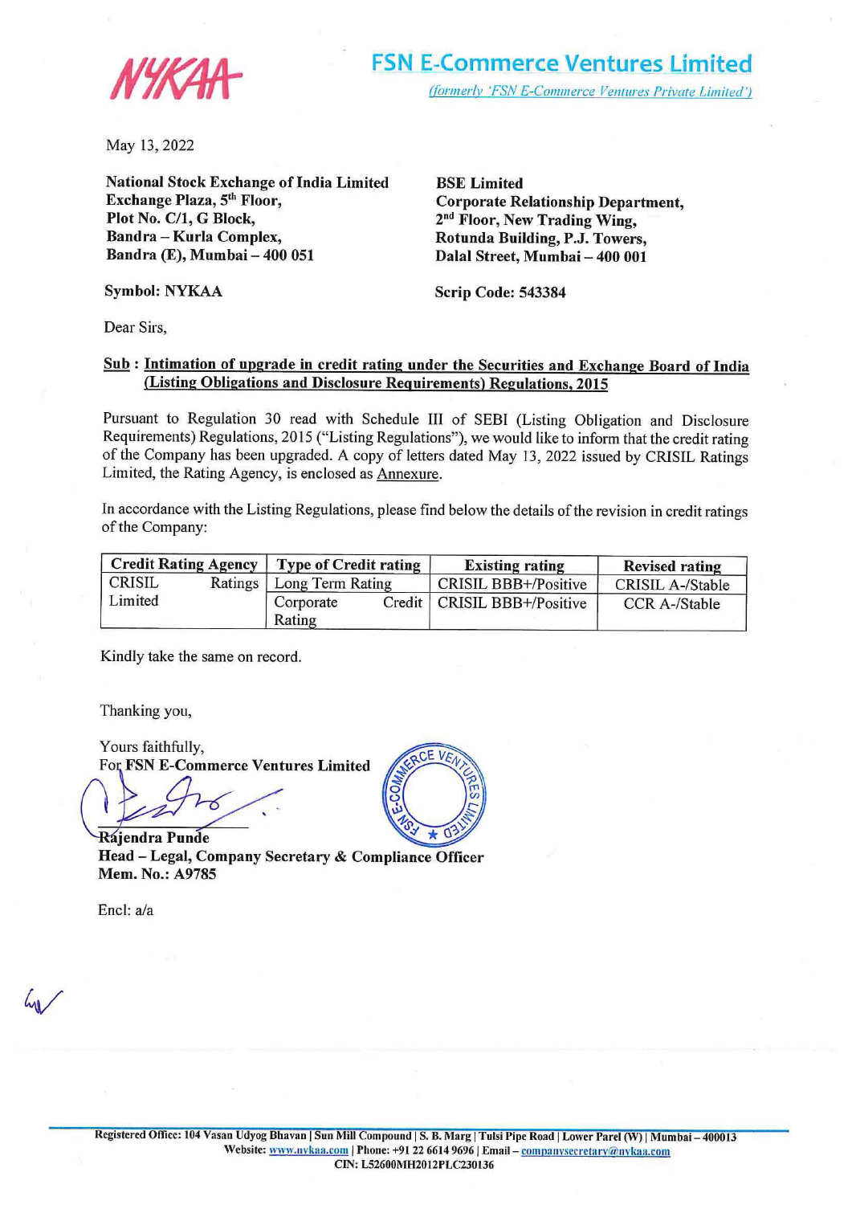NYKAA

# FSN E-Commerce Ventures Limited

*(formerly 'FSN E-Commerce Ventures Private Limited')*

May 13, 2022

**National Stock Exchange of India Limited**
**Exchange Plaza, 5th Floor,**
**Plot No. C/1, G Block,**
**Bandra – Kurla Complex,**
**Bandra (E), Mumbai – 400 051**

**Symbol: NYKAA**

**BSE Limited**
**Corporate Relationship Department,**
**2nd Floor, New Trading Wing,**
**Rotunda Building, P.J. Towers,**
**Dalal Street, Mumbai – 400 001**

**Scrip Code: 543384**

Dear Sirs,

**Sub : Intimation of upgrade in credit rating under the Securities and Exchange Board of India (Listing Obligations and Disclosure Requirements) Regulations, 2015**

Pursuant to Regulation 30 read with Schedule III of SEBI (Listing Obligation and Disclosure Requirements) Regulations, 2015 ("Listing Regulations"), we would like to inform that the credit rating of the Company has been upgraded. A copy of letters dated May 13, 2022 issued by CRISIL Ratings Limited, the Rating Agency, is enclosed as Annexure.

In accordance with the Listing Regulations, please find below the details of the revision in credit ratings of the Company:

| Credit Rating Agency | Type of Credit rating | Existing rating | Revised rating |
|---|---|---|---|
| CRISIL Ratings Limited | Long Term Rating | CRISIL BBB+/Positive | CRISIL A-/Stable |
| | Corporate Credit Rating | CRISIL BBB+/Positive | CCR A-/Stable |

Kindly take the same on record.

Thanking you,

Yours faithfully,
For **FSN E-Commerce Ventures Limited**

**Rajendra Punde**
**Head – Legal, Company Secretary & Compliance Officer**
**Mem. No.: A9785**

Encl: a/a

Registered Office: 104 Vasan Udyog Bhavan | Sun Mill Compound | S. B. Marg | Tulsi Pipe Road | Lower Parel (W) | Mumbai – 400013
Website: www.nykaa.com | Phone: +91 22 6614 9696 | Email – companysecretary@nykaa.com
CIN: L52600MH2012PLC230136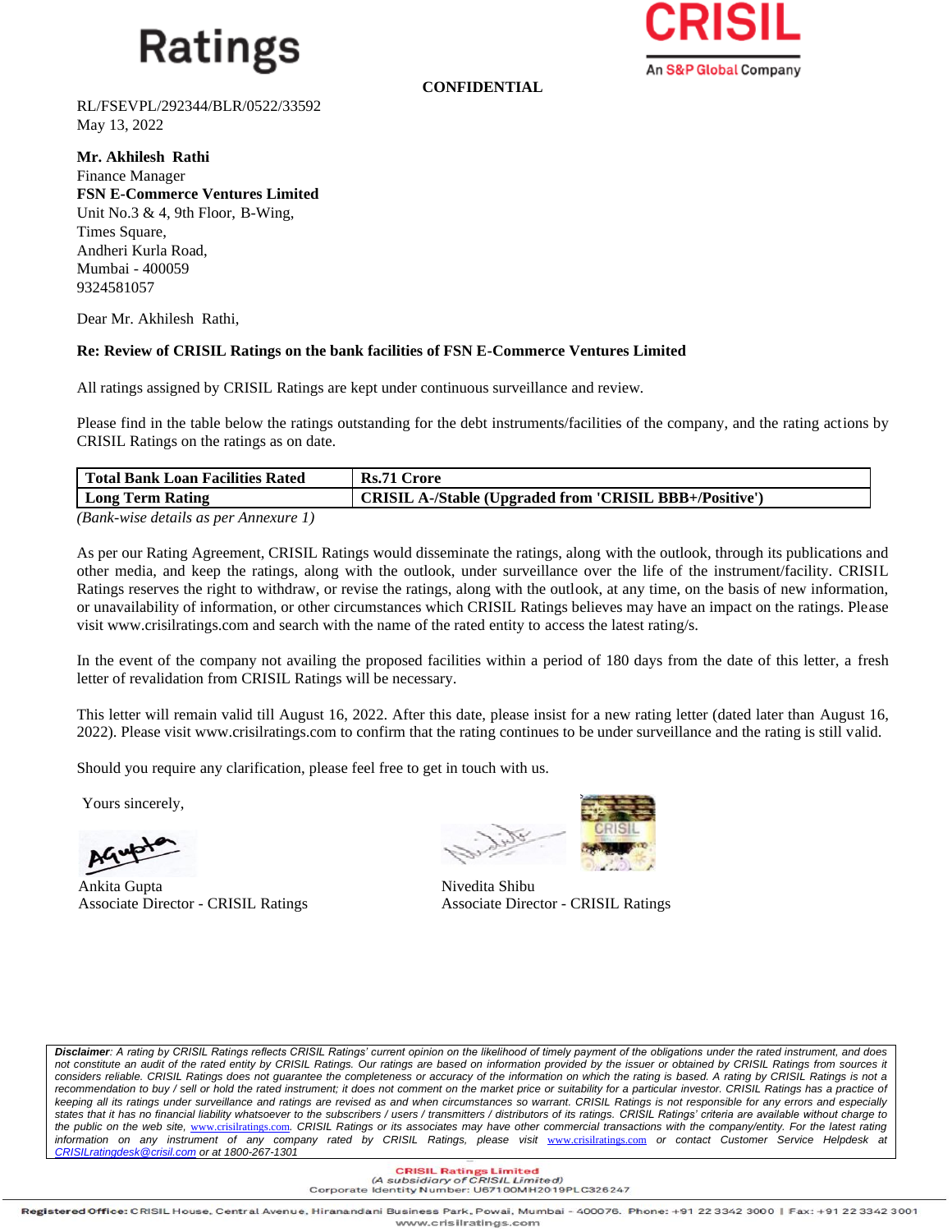Ratings

**CONFIDENTIAL**

RL/FSEVPL/292344/BLR/0522/33592
May 13, 2022

**Mr. Akhilesh Rathi**
Finance Manager
**FSN E-Commerce Ventures Limited**
Unit No.3 & 4, 9th Floor, B-Wing,
Times Square,
Andheri Kurla Road,
Mumbai - 400059
9324581057

Dear Mr. Akhilesh Rathi,

**Re: Review of CRISIL Ratings on the bank facilities of FSN E-Commerce Ventures Limited**

All ratings assigned by CRISIL Ratings are kept under continuous surveillance and review.

Please find in the table below the ratings outstanding for the debt instruments/facilities of the company, and the rating actions by CRISIL Ratings on the ratings as on date.

| **Total Bank Loan Facilities Rated** | **Rs.71 Crore** |
|---|---|
| **Long Term Rating** | **CRISIL A-/Stable (Upgraded from 'CRISIL BBB+/Positive')** |

*(Bank-wise details as per Annexure 1)*

As per our Rating Agreement, CRISIL Ratings would disseminate the ratings, along with the outlook, through its publications and other media, and keep the ratings, along with the outlook, under surveillance over the life of the instrument/facility. CRISIL Ratings reserves the right to withdraw, or revise the ratings, along with the outlook, at any time, on the basis of new information, or unavailability of information, or other circumstances which CRISIL Ratings believes may have an impact on the ratings. Please visit www.crisilratings.com and search with the name of the rated entity to access the latest rating/s.

In the event of the company not availing the proposed facilities within a period of 180 days from the date of this letter, a fresh letter of revalidation from CRISIL Ratings will be necessary.

This letter will remain valid till August 16, 2022. After this date, please insist for a new rating letter (dated later than August 16, 2022). Please visit www.crisilratings.com to confirm that the rating continues to be under surveillance and the rating is still valid.

Should you require any clarification, please feel free to get in touch with us.

Yours sincerely,

Ankita Gupta
Associate Director - CRISIL Ratings

Nivedita Shibu
Associate Director - CRISIL Ratings

***Disclaimer****: A rating by CRISIL Ratings reflects CRISIL Ratings' current opinion on the likelihood of timely payment of the obligations under the rated instrument, and does not constitute an audit of the rated entity by CRISIL Ratings. Our ratings are based on information provided by the issuer or obtained by CRISIL Ratings from sources it considers reliable. CRISIL Ratings does not guarantee the completeness or accuracy of the information on which the rating is based. A rating by CRISIL Ratings is not a recommendation to buy / sell or hold the rated instrument; it does not comment on the market price or suitability for a particular investor. CRISIL Ratings has a practice of keeping all its ratings under surveillance and ratings are revised as and when circumstances so warrant. CRISIL Ratings is not responsible for any errors and especially states that it has no financial liability whatsoever to the subscribers / users / transmitters / distributors of its ratings. CRISIL Ratings' criteria are available without charge to the public on the web site, www.crisilratings.com. CRISIL Ratings or its associates may have other commercial transactions with the company/entity. For the latest rating information on any instrument of any company rated by CRISIL Ratings, please visit www.crisilratings.com or contact Customer Service Helpdesk at CRISILratingdesk@crisil.com or at 1800-267-1301*

**CRISIL Ratings Limited**
*(A subsidiary of CRISIL Limited)*
Corporate Identity Number: U67100MH2019PLC326247

**Registered Office:** CRISIL House, Central Avenue, Hiranandani Business Park, Powai, Mumbai - 400076. Phone: +91 22 3342 3000 | Fax: +91 22 3342 3001
www.crisilratings.com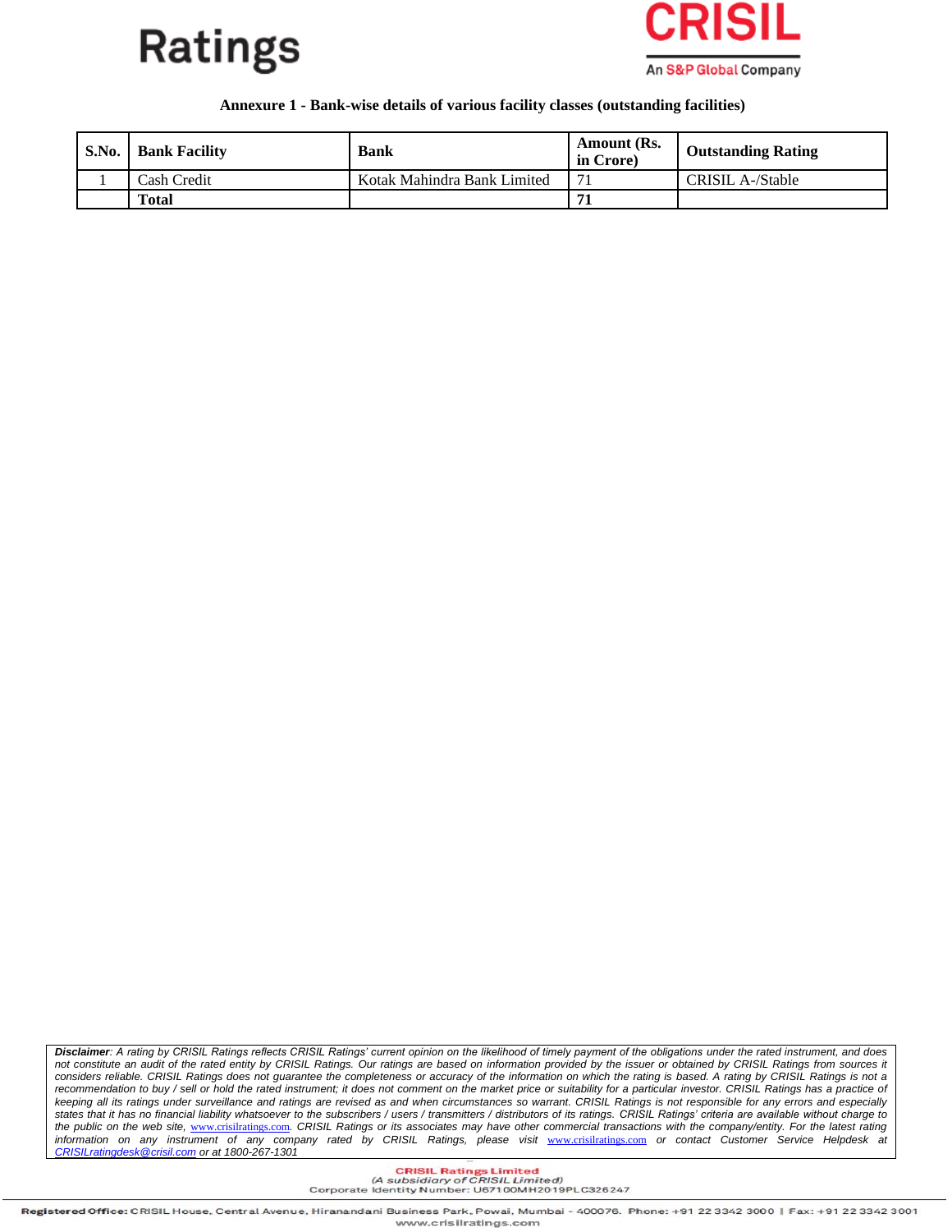**Annexure 1 - Bank-wise details of various facility classes (outstanding facilities)**

| S.No. | Bank Facility | Bank | Amount (Rs. in Crore) | Outstanding Rating |
|---|---|---|---|---|
| 1 | Cash Credit | Kotak Mahindra Bank Limited | 71 | CRISIL A-/Stable |
| | **Total** | | **71** | |

***Disclaimer**: A rating by CRISIL Ratings reflects CRISIL Ratings' current opinion on the likelihood of timely payment of the obligations under the rated instrument, and does not constitute an audit of the rated entity by CRISIL Ratings. Our ratings are based on information provided by the issuer or obtained by CRISIL Ratings from sources it considers reliable. CRISIL Ratings does not guarantee the completeness or accuracy of the information on which the rating is based. A rating by CRISIL Ratings is not a recommendation to buy / sell or hold the rated instrument; it does not comment on the market price or suitability for a particular investor. CRISIL Ratings has a practice of keeping all its ratings under surveillance and ratings are revised as and when circumstances so warrant. CRISIL Ratings is not responsible for any errors and especially states that it has no financial liability whatsoever to the subscribers / users / transmitters / distributors of its ratings. CRISIL Ratings' criteria are available without charge to the public on the web site, www.crisilratings.com. CRISIL Ratings or its associates may have other commercial transactions with the company/entity. For the latest rating information on any instrument of any company rated by CRISIL Ratings, please visit www.crisilratings.com or contact Customer Service Helpdesk at CRISILratingdesk@crisil.com or at 1800-267-1301*

**CRISIL Ratings Limited**
*(A subsidiary of CRISIL Limited)*
Corporate Identity Number: U67100MH2019PLC326247

**Registered Office:** CRISIL House, Central Avenue, Hiranandani Business Park, Powai, Mumbai - 400076. Phone: +91 22 3342 3000 | Fax: +91 22 3342 3001
www.crisilratings.com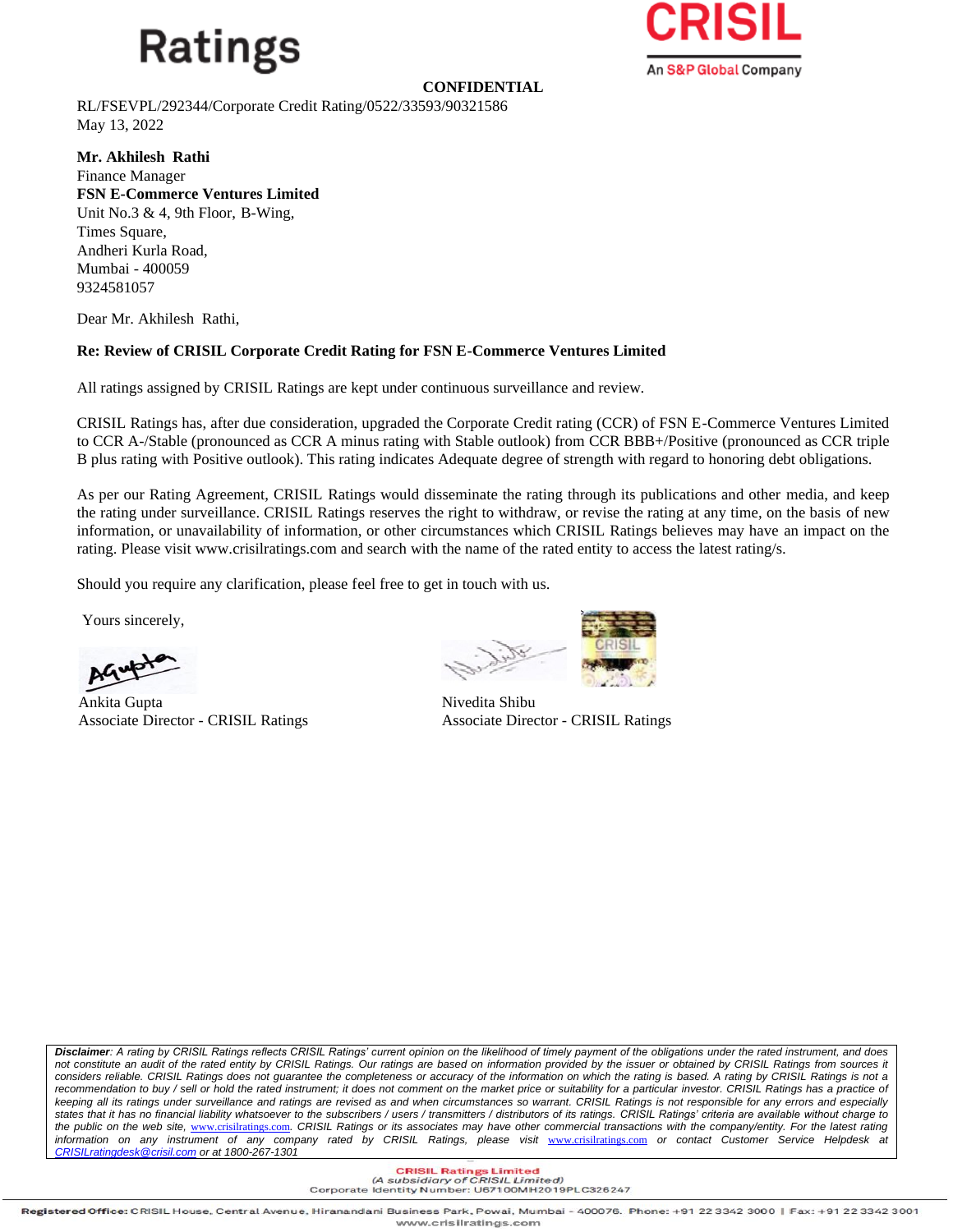Ratings

**CONFIDENTIAL**

RL/FSEVPL/292344/Corporate Credit Rating/0522/33593/90321586
May 13, 2022

**Mr. Akhilesh Rathi**
Finance Manager
**FSN E-Commerce Ventures Limited**
Unit No.3 & 4, 9th Floor, B-Wing,
Times Square,
Andheri Kurla Road,
Mumbai - 400059
9324581057

Dear Mr. Akhilesh Rathi,

**Re: Review of CRISIL Corporate Credit Rating for FSN E-Commerce Ventures Limited**

All ratings assigned by CRISIL Ratings are kept under continuous surveillance and review.

CRISIL Ratings has, after due consideration, upgraded the Corporate Credit rating (CCR) of FSN E-Commerce Ventures Limited to CCR A-/Stable (pronounced as CCR A minus rating with Stable outlook) from CCR BBB+/Positive (pronounced as CCR triple B plus rating with Positive outlook). This rating indicates Adequate degree of strength with regard to honoring debt obligations.

As per our Rating Agreement, CRISIL Ratings would disseminate the rating through its publications and other media, and keep the rating under surveillance. CRISIL Ratings reserves the right to withdraw, or revise the rating at any time, on the basis of new information, or unavailability of information, or other circumstances which CRISIL Ratings believes may have an impact on the rating. Please visit www.crisilratings.com and search with the name of the rated entity to access the latest rating/s.

Should you require any clarification, please feel free to get in touch with us.

Yours sincerely,

Ankita Gupta
Associate Director - CRISIL Ratings

Nivedita Shibu
Associate Director - CRISIL Ratings

***Disclaimer**: A rating by CRISIL Ratings reflects CRISIL Ratings' current opinion on the likelihood of timely payment of the obligations under the rated instrument, and does not constitute an audit of the rated entity by CRISIL Ratings. Our ratings are based on information provided by the issuer or obtained by CRISIL Ratings from sources it considers reliable. CRISIL Ratings does not guarantee the completeness or accuracy of the information on which the rating is based. A rating by CRISIL Ratings is not a recommendation to buy / sell or hold the rated instrument; it does not comment on the market price or suitability for a particular investor. CRISIL Ratings has a practice of keeping all its ratings under surveillance and ratings are revised as and when circumstances so warrant. CRISIL Ratings is not responsible for any errors and especially states that it has no financial liability whatsoever to the subscribers / users / transmitters / distributors of its ratings. CRISIL Ratings' criteria are available without charge to the public on the web site, www.crisilratings.com. CRISIL Ratings or its associates may have other commercial transactions with the company/entity. For the latest rating information on any instrument of any company rated by CRISIL Ratings, please visit www.crisilratings.com or contact Customer Service Helpdesk at CRISILratingdesk@crisil.com or at 1800-267-1301*

**CRISIL Ratings Limited**
*(A subsidiary of CRISIL Limited)*
Corporate Identity Number: U67100MH2019PLC326247

**Registered Office:** CRISIL House, Central Avenue, Hiranandani Business Park, Powai, Mumbai - 400076. Phone: +91 22 3342 3000 | Fax: +91 22 3342 3001
www.crisilratings.com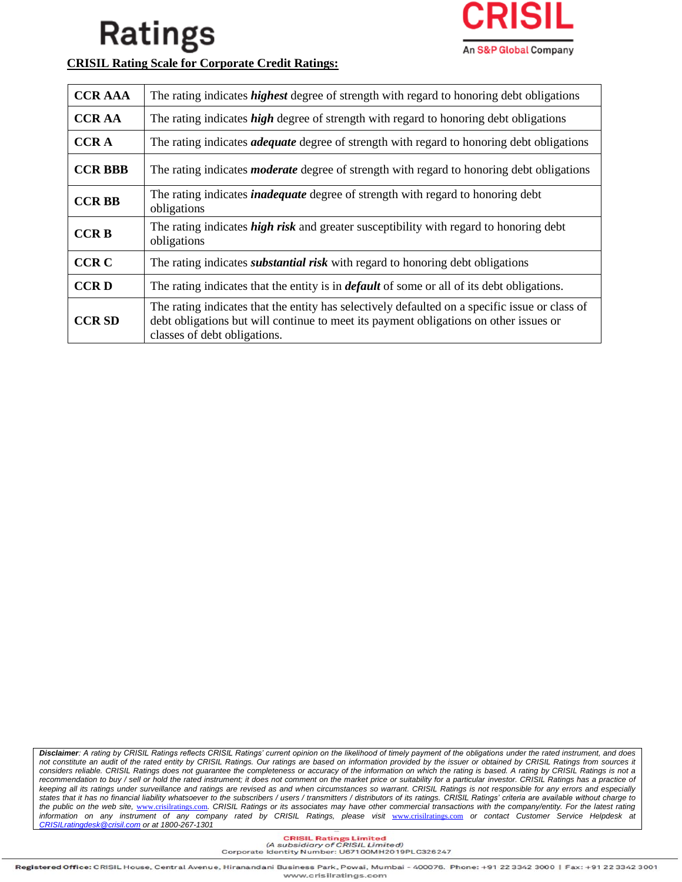**CRISIL Rating Scale for Corporate Credit Ratings:**

| | |
|---|---|
| **CCR AAA** | The rating indicates ***highest*** degree of strength with regard to honoring debt obligations |
| **CCR AA** | The rating indicates ***high*** degree of strength with regard to honoring debt obligations |
| **CCR A** | The rating indicates ***adequate*** degree of strength with regard to honoring debt obligations |
| **CCR BBB** | The rating indicates ***moderate*** degree of strength with regard to honoring debt obligations |
| **CCR BB** | The rating indicates ***inadequate*** degree of strength with regard to honoring debt obligations |
| **CCR B** | The rating indicates ***high risk*** and greater susceptibility with regard to honoring debt obligations |
| **CCR C** | The rating indicates ***substantial risk*** with regard to honoring debt obligations |
| **CCR D** | The rating indicates that the entity is in ***default*** of some or all of its debt obligations. |
| **CCR SD** | The rating indicates that the entity has selectively defaulted on a specific issue or class of debt obligations but will continue to meet its payment obligations on other issues or classes of debt obligations. |

***Disclaimer****: A rating by CRISIL Ratings reflects CRISIL Ratings' current opinion on the likelihood of timely payment of the obligations under the rated instrument, and does not constitute an audit of the rated entity by CRISIL Ratings. Our ratings are based on information provided by the issuer or obtained by CRISIL Ratings from sources it considers reliable. CRISIL Ratings does not guarantee the completeness or accuracy of the information on which the rating is based. A rating by CRISIL Ratings is not a recommendation to buy / sell or hold the rated instrument; it does not comment on the market price or suitability for a particular investor. CRISIL Ratings has a practice of keeping all its ratings under surveillance and ratings are revised as and when circumstances so warrant. CRISIL Ratings is not responsible for any errors and especially states that it has no financial liability whatsoever to the subscribers / users / transmitters / distributors of its ratings. CRISIL Ratings' criteria are available without charge to the public on the web site, www.crisilratings.com. CRISIL Ratings or its associates may have other commercial transactions with the company/entity. For the latest rating information on any instrument of any company rated by CRISIL Ratings, please visit www.crisilratings.com or contact Customer Service Helpdesk at CRISILratingdesk@crisil.com or at 1800-267-1301*

CRISIL Ratings Limited
(A subsidiary of CRISIL Limited)
Corporate Identity Number: U67100MH2019PLC326247

**Registered Office:** CRISIL House, Central Avenue, Hiranandani Business Park, Powai, Mumbai - 400076. Phone: +91 22 3342 3000 | Fax: +91 22 3342 3001
www.crisilratings.com